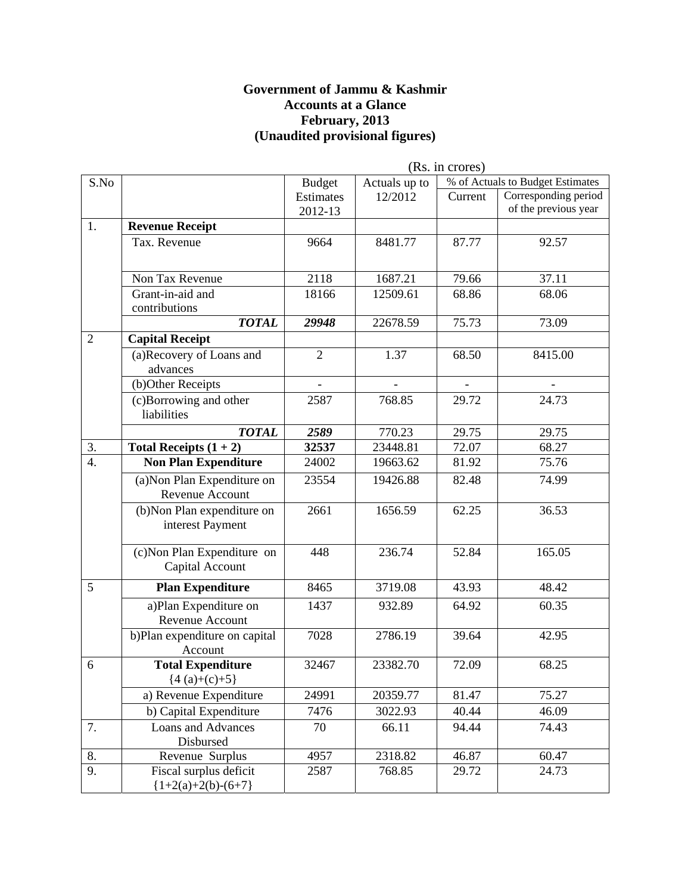# Government of Jammu & Kashmir
## Accounts at a Glance
## February, 2013
## (Unaudited provisional figures)

(Rs. in crores)

| S.No | | Budget Estimates 2012-13 | Actuals up to 12/2012 | % of Actuals to Budget Estimates | |
|---|---|---|---|---|---|
| | | | | Current | Corresponding period of the previous year |
| 1. | **Revenue Receipt** | | | | |
| | Tax. Revenue | 9664 | 8481.77 | 87.77 | 92.57 |
| | Non Tax Revenue | 2118 | 1687.21 | 79.66 | 37.11 |
| | Grant-in-aid and contributions | 18166 | 12509.61 | 68.86 | 68.06 |
| | ***TOTAL*** | ***29948*** | 22678.59 | 75.73 | 73.09 |
| 2 | **Capital Receipt** | | | | |
| | (a)Recovery of Loans and advances | 2 | 1.37 | 68.50 | 8415.00 |
| | (b)Other Receipts | - | - | - | - |
| | (c)Borrowing and other liabilities | 2587 | 768.85 | 29.72 | 24.73 |
| | ***TOTAL*** | ***2589*** | 770.23 | 29.75 | 29.75 |
| 3. | **Total Receipts (1 + 2)** | **32537** | 23448.81 | 72.07 | 68.27 |
| 4. | **Non Plan Expenditure** | 24002 | 19663.62 | 81.92 | 75.76 |
| | (a)Non Plan Expenditure on Revenue Account | 23554 | 19426.88 | 82.48 | 74.99 |
| | (b)Non Plan expenditure on interest Payment | 2661 | 1656.59 | 62.25 | 36.53 |
| | (c)Non Plan Expenditure on Capital Account | 448 | 236.74 | 52.84 | 165.05 |
| 5 | **Plan Expenditure** | 8465 | 3719.08 | 43.93 | 48.42 |
| | a)Plan Expenditure on Revenue Account | 1437 | 932.89 | 64.92 | 60.35 |
| | b)Plan expenditure on capital Account | 7028 | 2786.19 | 39.64 | 42.95 |
| 6 | **Total Expenditure** {4 (a)+(c)+5} | 32467 | 23382.70 | 72.09 | 68.25 |
| | a) Revenue Expenditure | 24991 | 20359.77 | 81.47 | 75.27 |
| | b) Capital Expenditure | 7476 | 3022.93 | 40.44 | 46.09 |
| 7. | Loans and Advances Disbursed | 70 | 66.11 | 94.44 | 74.43 |
| 8. | Revenue Surplus | 4957 | 2318.82 | 46.87 | 60.47 |
| 9. | Fiscal surplus deficit {1+2(a)+2(b)-(6+7} | 2587 | 768.85 | 29.72 | 24.73 |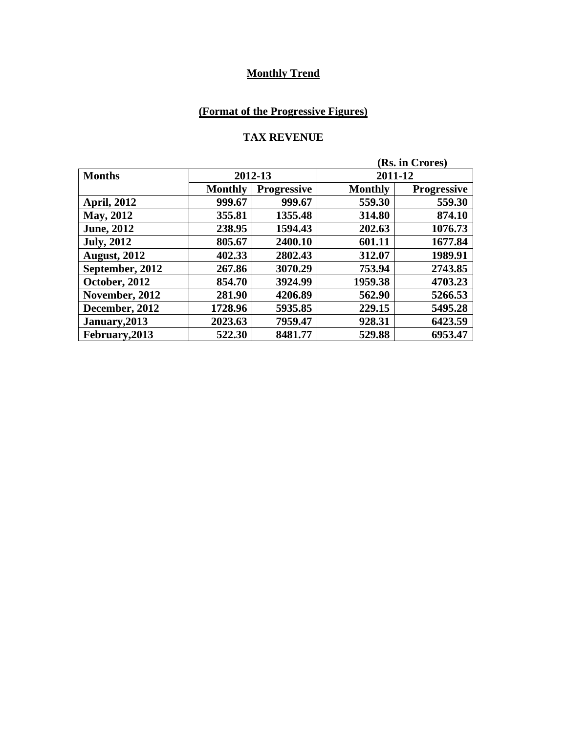## Monthly Trend

### (Format of the Progressive Figures)

### TAX REVENUE

(Rs. in Crores)

| Months | 2012-13 | | 2011-12 | |
|---|---|---|---|---|
| | Monthly | Progressive | Monthly | Progressive |
| April, 2012 | 999.67 | 999.67 | 559.30 | 559.30 |
| May, 2012 | 355.81 | 1355.48 | 314.80 | 874.10 |
| June, 2012 | 238.95 | 1594.43 | 202.63 | 1076.73 |
| July, 2012 | 805.67 | 2400.10 | 601.11 | 1677.84 |
| August, 2012 | 402.33 | 2802.43 | 312.07 | 1989.91 |
| September, 2012 | 267.86 | 3070.29 | 753.94 | 2743.85 |
| October, 2012 | 854.70 | 3924.99 | 1959.38 | 4703.23 |
| November, 2012 | 281.90 | 4206.89 | 562.90 | 5266.53 |
| December, 2012 | 1728.96 | 5935.85 | 229.15 | 5495.28 |
| January,2013 | 2023.63 | 7959.47 | 928.31 | 6423.59 |
| February,2013 | 522.30 | 8481.77 | 529.88 | 6953.47 |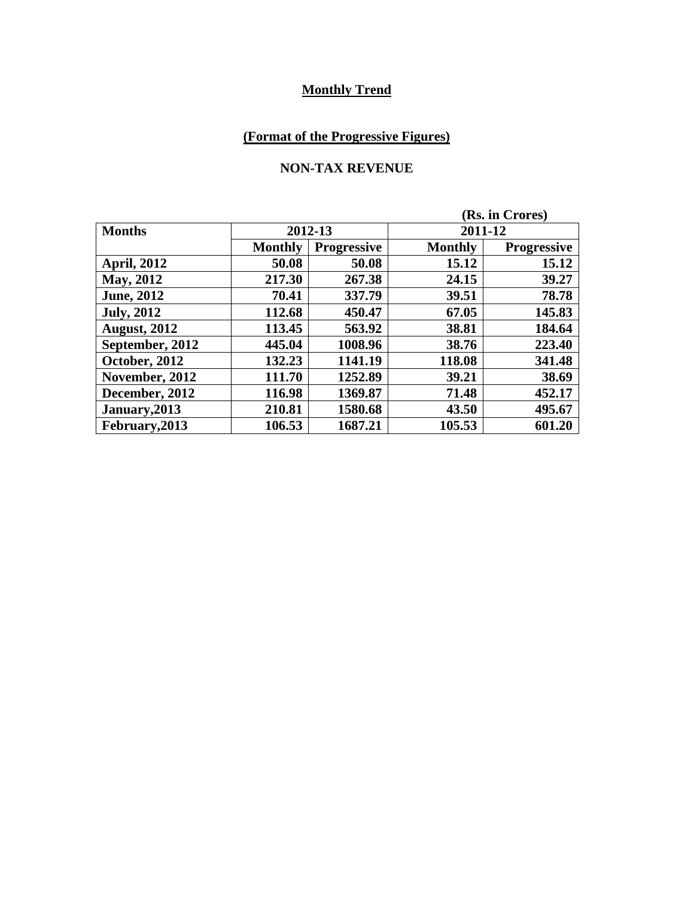## Monthly Trend

### (Format of the Progressive Figures)

### NON-TAX REVENUE

(Rs. in Crores)

| Months | 2012-13 | | 2011-12 | |
|---|---|---|---|---|
| | Monthly | Progressive | Monthly | Progressive |
| April, 2012 | 50.08 | 50.08 | 15.12 | 15.12 |
| May, 2012 | 217.30 | 267.38 | 24.15 | 39.27 |
| June, 2012 | 70.41 | 337.79 | 39.51 | 78.78 |
| July, 2012 | 112.68 | 450.47 | 67.05 | 145.83 |
| August, 2012 | 113.45 | 563.92 | 38.81 | 184.64 |
| September, 2012 | 445.04 | 1008.96 | 38.76 | 223.40 |
| October, 2012 | 132.23 | 1141.19 | 118.08 | 341.48 |
| November, 2012 | 111.70 | 1252.89 | 39.21 | 38.69 |
| December, 2012 | 116.98 | 1369.87 | 71.48 | 452.17 |
| January,2013 | 210.81 | 1580.68 | 43.50 | 495.67 |
| February,2013 | 106.53 | 1687.21 | 105.53 | 601.20 |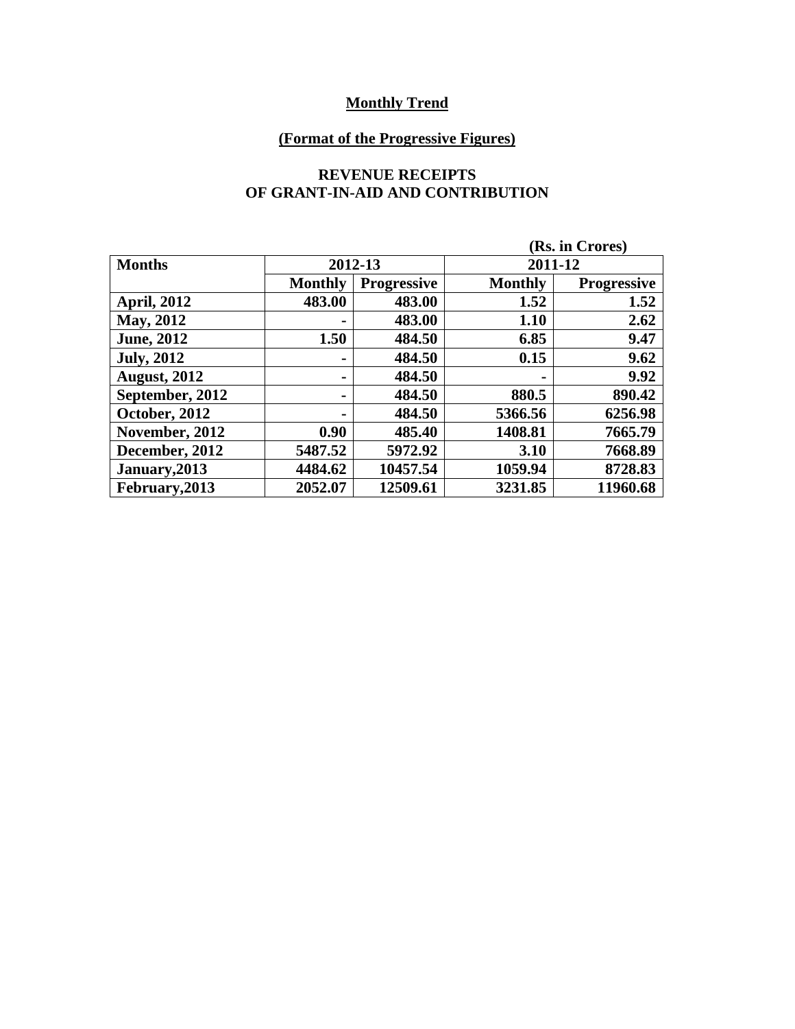**Monthly Trend**

**(Format of the Progressive Figures)**

**REVENUE RECEIPTS**
**OF GRANT-IN-AID AND CONTRIBUTION**

(Rs. in Crores)

| Months | 2012-13 | | 2011-12 | |
|---|---|---|---|---|
| | Monthly | Progressive | Monthly | Progressive |
| April, 2012 | 483.00 | 483.00 | 1.52 | 1.52 |
| May, 2012 | - | 483.00 | 1.10 | 2.62 |
| June, 2012 | 1.50 | 484.50 | 6.85 | 9.47 |
| July, 2012 | - | 484.50 | 0.15 | 9.62 |
| August, 2012 | - | 484.50 | - | 9.92 |
| September, 2012 | - | 484.50 | 880.5 | 890.42 |
| October, 2012 | - | 484.50 | 5366.56 | 6256.98 |
| November, 2012 | 0.90 | 485.40 | 1408.81 | 7665.79 |
| December, 2012 | 5487.52 | 5972.92 | 3.10 | 7668.89 |
| January,2013 | 4484.62 | 10457.54 | 1059.94 | 8728.83 |
| February,2013 | 2052.07 | 12509.61 | 3231.85 | 11960.68 |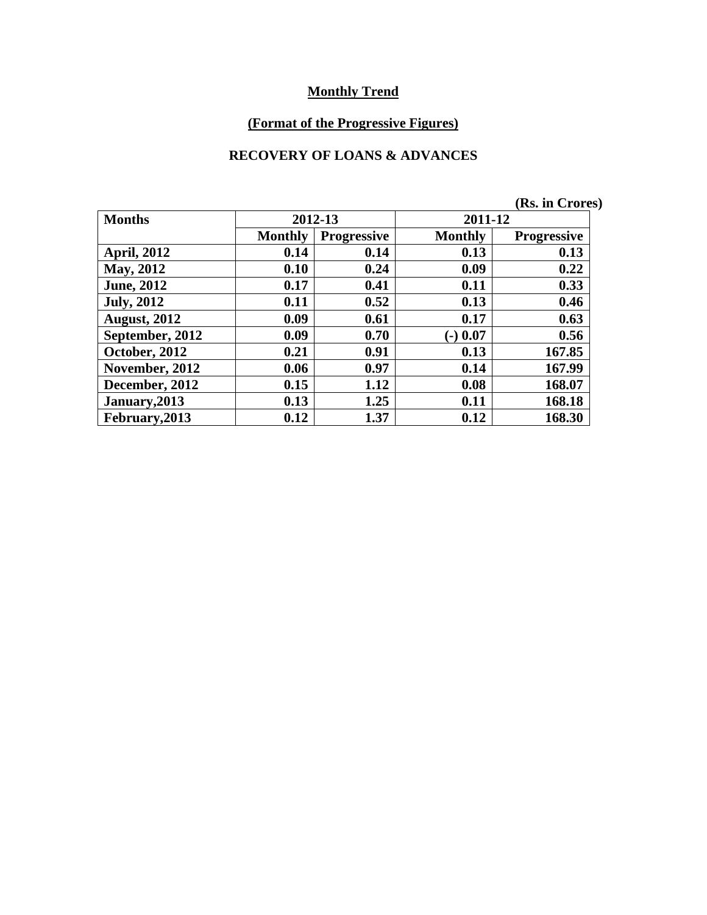**Monthly Trend**

**(Format of the Progressive Figures)**

**RECOVERY OF LOANS & ADVANCES**

(Rs. in Crores)

| Months | 2012-13 | | 2011-12 | |
|---|---|---|---|---|
| | Monthly | Progressive | Monthly | Progressive |
| April, 2012 | 0.14 | 0.14 | 0.13 | 0.13 |
| May, 2012 | 0.10 | 0.24 | 0.09 | 0.22 |
| June, 2012 | 0.17 | 0.41 | 0.11 | 0.33 |
| July, 2012 | 0.11 | 0.52 | 0.13 | 0.46 |
| August, 2012 | 0.09 | 0.61 | 0.17 | 0.63 |
| September, 2012 | 0.09 | 0.70 | (-) 0.07 | 0.56 |
| October, 2012 | 0.21 | 0.91 | 0.13 | 167.85 |
| November, 2012 | 0.06 | 0.97 | 0.14 | 167.99 |
| December, 2012 | 0.15 | 1.12 | 0.08 | 168.07 |
| January,2013 | 0.13 | 1.25 | 0.11 | 168.18 |
| February,2013 | 0.12 | 1.37 | 0.12 | 168.30 |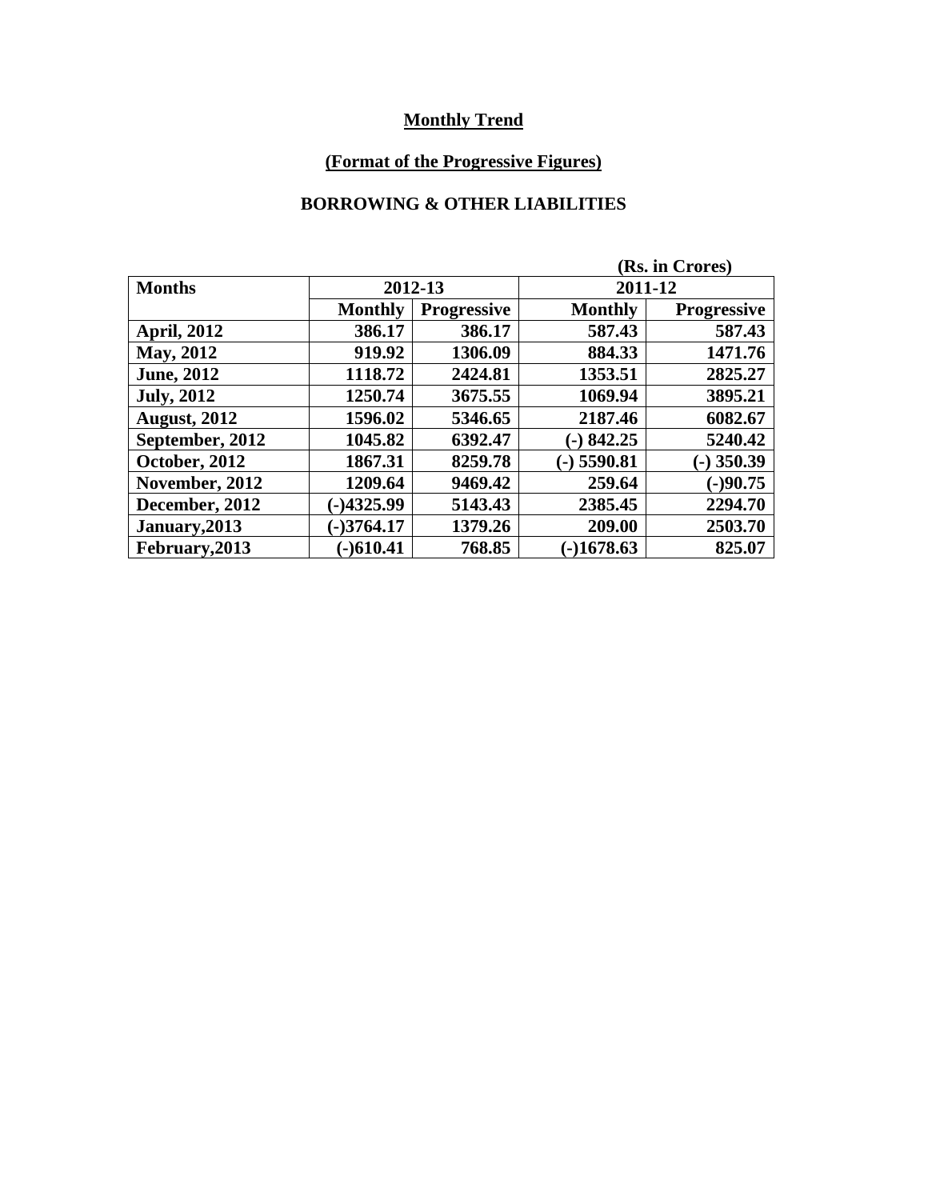**Monthly Trend**

**(Format of the Progressive Figures)**

**BORROWING & OTHER LIABILITIES**

(Rs. in Crores)

| Months | 2012-13 | | 2011-12 | |
|---|---|---|---|---|
| | Monthly | Progressive | Monthly | Progressive |
| April, 2012 | 386.17 | 386.17 | 587.43 | 587.43 |
| May, 2012 | 919.92 | 1306.09 | 884.33 | 1471.76 |
| June, 2012 | 1118.72 | 2424.81 | 1353.51 | 2825.27 |
| July, 2012 | 1250.74 | 3675.55 | 1069.94 | 3895.21 |
| August, 2012 | 1596.02 | 5346.65 | 2187.46 | 6082.67 |
| September, 2012 | 1045.82 | 6392.47 | (-) 842.25 | 5240.42 |
| October, 2012 | 1867.31 | 8259.78 | (-) 5590.81 | (-) 350.39 |
| November, 2012 | 1209.64 | 9469.42 | 259.64 | (-)90.75 |
| December, 2012 | (-)4325.99 | 5143.43 | 2385.45 | 2294.70 |
| January,2013 | (-)3764.17 | 1379.26 | 209.00 | 2503.70 |
| February,2013 | (-)610.41 | 768.85 | (-)1678.63 | 825.07 |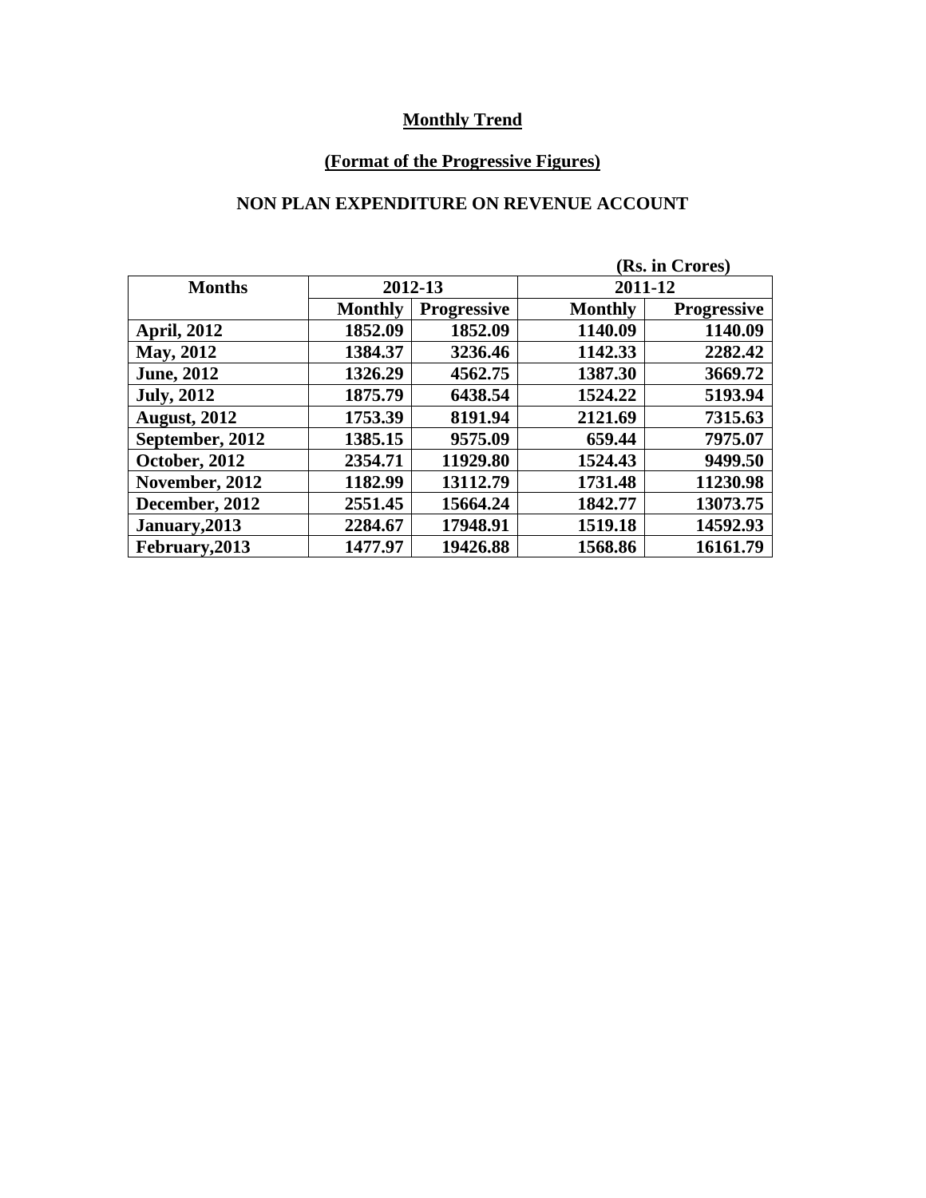**Monthly Trend**

**(Format of the Progressive Figures)**

**NON PLAN EXPENDITURE ON REVENUE ACCOUNT**

**(Rs. in Crores)**

| Months | 2012-13 | | 2011-12 | |
|---|---|---|---|---|
| | Monthly | Progressive | Monthly | Progressive |
| April, 2012 | 1852.09 | 1852.09 | 1140.09 | 1140.09 |
| May, 2012 | 1384.37 | 3236.46 | 1142.33 | 2282.42 |
| June, 2012 | 1326.29 | 4562.75 | 1387.30 | 3669.72 |
| July, 2012 | 1875.79 | 6438.54 | 1524.22 | 5193.94 |
| August, 2012 | 1753.39 | 8191.94 | 2121.69 | 7315.63 |
| September, 2012 | 1385.15 | 9575.09 | 659.44 | 7975.07 |
| October, 2012 | 2354.71 | 11929.80 | 1524.43 | 9499.50 |
| November, 2012 | 1182.99 | 13112.79 | 1731.48 | 11230.98 |
| December, 2012 | 2551.45 | 15664.24 | 1842.77 | 13073.75 |
| January,2013 | 2284.67 | 17948.91 | 1519.18 | 14592.93 |
| February,2013 | 1477.97 | 19426.88 | 1568.86 | 16161.79 |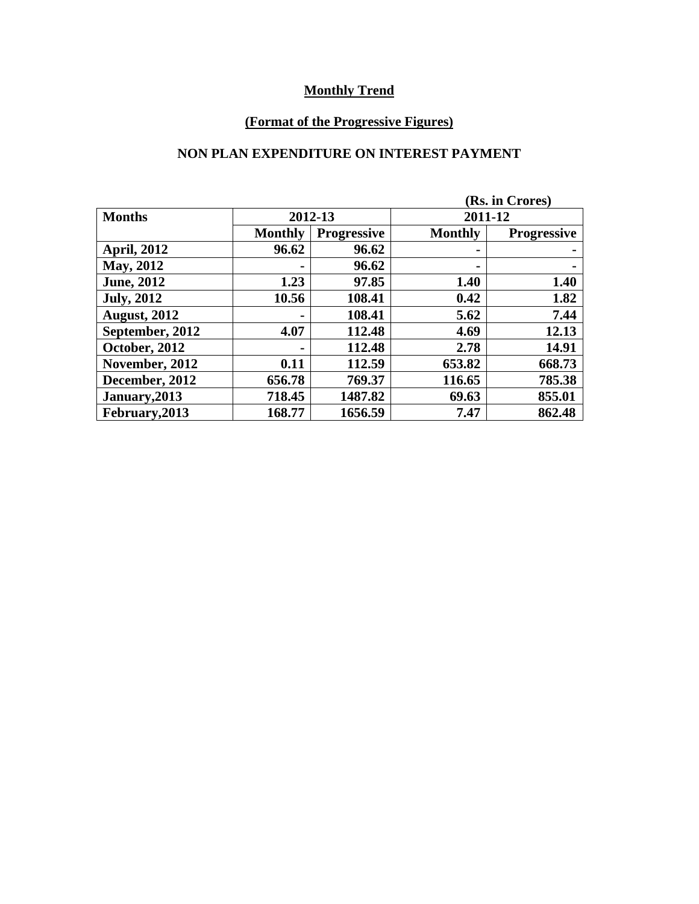**Monthly Trend**

**(Format of the Progressive Figures)**

**NON PLAN EXPENDITURE ON INTEREST PAYMENT**

**(Rs. in Crores)**

| Months | 2012-13 | | 2011-12 | |
|---|---|---|---|---|
| | Monthly | Progressive | Monthly | Progressive |
| April, 2012 | 96.62 | 96.62 | - | - |
| May, 2012 | - | 96.62 | - | - |
| June, 2012 | 1.23 | 97.85 | 1.40 | 1.40 |
| July, 2012 | 10.56 | 108.41 | 0.42 | 1.82 |
| August, 2012 | - | 108.41 | 5.62 | 7.44 |
| September, 2012 | 4.07 | 112.48 | 4.69 | 12.13 |
| October, 2012 | - | 112.48 | 2.78 | 14.91 |
| November, 2012 | 0.11 | 112.59 | 653.82 | 668.73 |
| December, 2012 | 656.78 | 769.37 | 116.65 | 785.38 |
| January,2013 | 718.45 | 1487.82 | 69.63 | 855.01 |
| February,2013 | 168.77 | 1656.59 | 7.47 | 862.48 |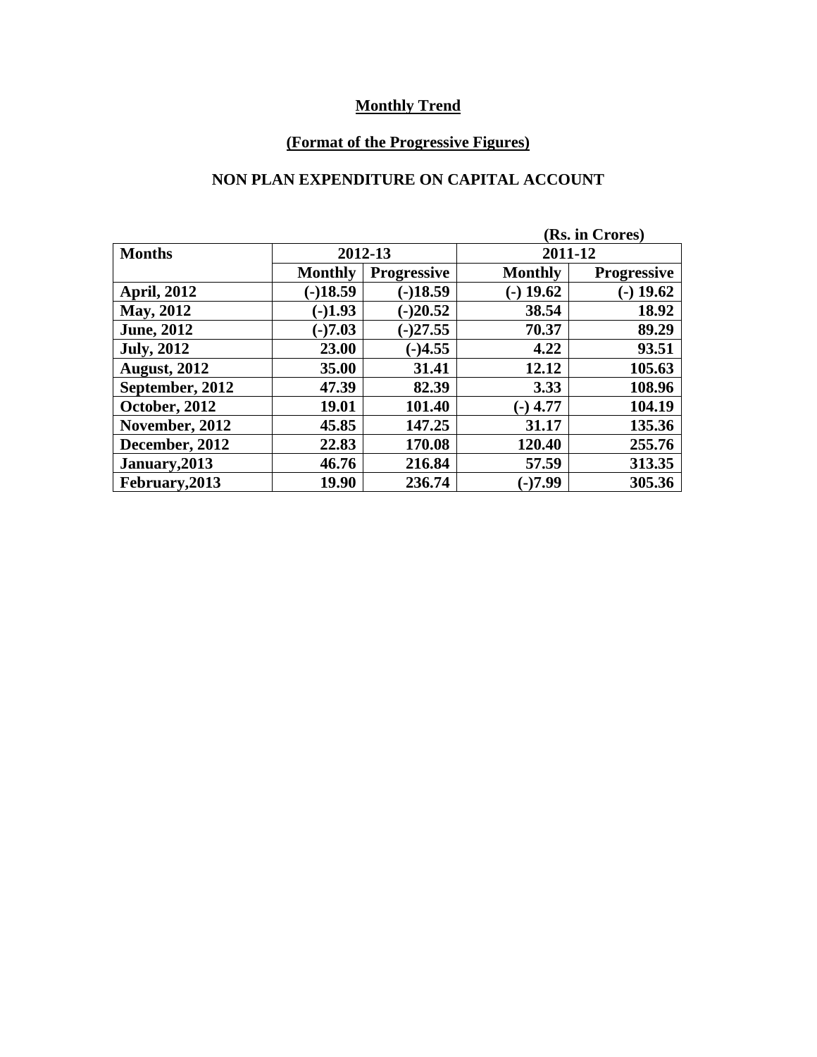**Monthly Trend**

**(Format of the Progressive Figures)**

**NON PLAN EXPENDITURE ON CAPITAL ACCOUNT**

**(Rs. in Crores)**

| Months | 2012-13 | | 2011-12 | |
|---|---|---|---|---|
| | Monthly | Progressive | Monthly | Progressive |
| April, 2012 | (-)18.59 | (-)18.59 | (-) 19.62 | (-) 19.62 |
| May, 2012 | (-)1.93 | (-)20.52 | 38.54 | 18.92 |
| June, 2012 | (-)7.03 | (-)27.55 | 70.37 | 89.29 |
| July, 2012 | 23.00 | (-)4.55 | 4.22 | 93.51 |
| August, 2012 | 35.00 | 31.41 | 12.12 | 105.63 |
| September, 2012 | 47.39 | 82.39 | 3.33 | 108.96 |
| October, 2012 | 19.01 | 101.40 | (-) 4.77 | 104.19 |
| November, 2012 | 45.85 | 147.25 | 31.17 | 135.36 |
| December, 2012 | 22.83 | 170.08 | 120.40 | 255.76 |
| January,2013 | 46.76 | 216.84 | 57.59 | 313.35 |
| February,2013 | 19.90 | 236.74 | (-)7.99 | 305.36 |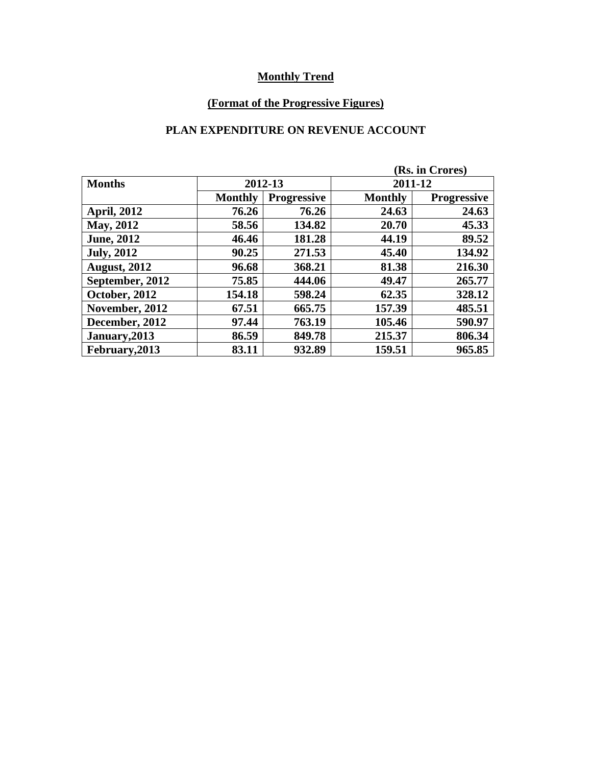## Monthly Trend

### (Format of the Progressive Figures)

### PLAN EXPENDITURE ON REVENUE ACCOUNT

(Rs. in Crores)

| Months | 2012-13 | | 2011-12 | |
|---|---|---|---|---|
| | Monthly | Progressive | Monthly | Progressive |
| April, 2012 | 76.26 | 76.26 | 24.63 | 24.63 |
| May, 2012 | 58.56 | 134.82 | 20.70 | 45.33 |
| June, 2012 | 46.46 | 181.28 | 44.19 | 89.52 |
| July, 2012 | 90.25 | 271.53 | 45.40 | 134.92 |
| August, 2012 | 96.68 | 368.21 | 81.38 | 216.30 |
| September, 2012 | 75.85 | 444.06 | 49.47 | 265.77 |
| October, 2012 | 154.18 | 598.24 | 62.35 | 328.12 |
| November, 2012 | 67.51 | 665.75 | 157.39 | 485.51 |
| December, 2012 | 97.44 | 763.19 | 105.46 | 590.97 |
| January,2013 | 86.59 | 849.78 | 215.37 | 806.34 |
| February,2013 | 83.11 | 932.89 | 159.51 | 965.85 |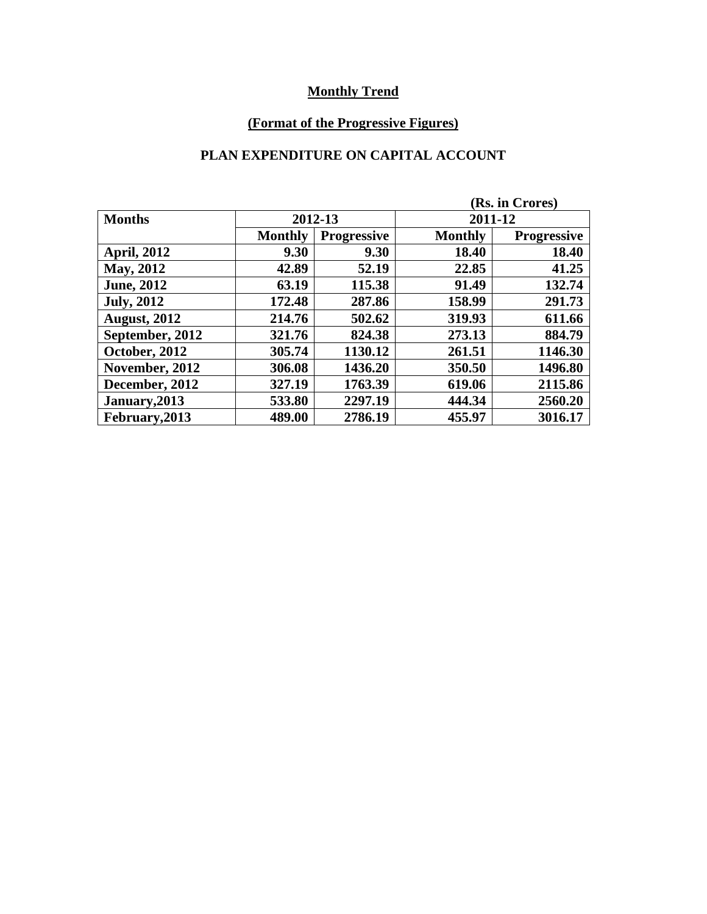**Monthly Trend**

**(Format of the Progressive Figures)**

**PLAN EXPENDITURE ON CAPITAL ACCOUNT**

(Rs. in Crores)

| Months | 2012-13 | | 2011-12 | |
|---|---|---|---|---|
| | Monthly | Progressive | Monthly | Progressive |
| April, 2012 | 9.30 | 9.30 | 18.40 | 18.40 |
| May, 2012 | 42.89 | 52.19 | 22.85 | 41.25 |
| June, 2012 | 63.19 | 115.38 | 91.49 | 132.74 |
| July, 2012 | 172.48 | 287.86 | 158.99 | 291.73 |
| August, 2012 | 214.76 | 502.62 | 319.93 | 611.66 |
| September, 2012 | 321.76 | 824.38 | 273.13 | 884.79 |
| October, 2012 | 305.74 | 1130.12 | 261.51 | 1146.30 |
| November, 2012 | 306.08 | 1436.20 | 350.50 | 1496.80 |
| December, 2012 | 327.19 | 1763.39 | 619.06 | 2115.86 |
| January,2013 | 533.80 | 2297.19 | 444.34 | 2560.20 |
| February,2013 | 489.00 | 2786.19 | 455.97 | 3016.17 |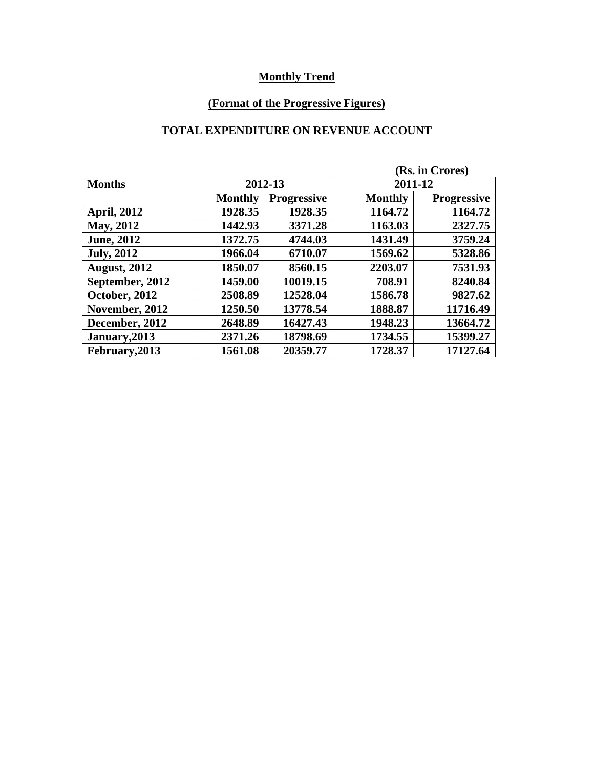**Monthly Trend**

**(Format of the Progressive Figures)**

**TOTAL EXPENDITURE ON REVENUE ACCOUNT**

(Rs. in Crores)

| Months | 2012-13 | | 2011-12 | |
|---|---|---|---|---|
| | Monthly | Progressive | Monthly | Progressive |
| April, 2012 | 1928.35 | 1928.35 | 1164.72 | 1164.72 |
| May, 2012 | 1442.93 | 3371.28 | 1163.03 | 2327.75 |
| June, 2012 | 1372.75 | 4744.03 | 1431.49 | 3759.24 |
| July, 2012 | 1966.04 | 6710.07 | 1569.62 | 5328.86 |
| August, 2012 | 1850.07 | 8560.15 | 2203.07 | 7531.93 |
| September, 2012 | 1459.00 | 10019.15 | 708.91 | 8240.84 |
| October, 2012 | 2508.89 | 12528.04 | 1586.78 | 9827.62 |
| November, 2012 | 1250.50 | 13778.54 | 1888.87 | 11716.49 |
| December, 2012 | 2648.89 | 16427.43 | 1948.23 | 13664.72 |
| January,2013 | 2371.26 | 18798.69 | 1734.55 | 15399.27 |
| February,2013 | 1561.08 | 20359.77 | 1728.37 | 17127.64 |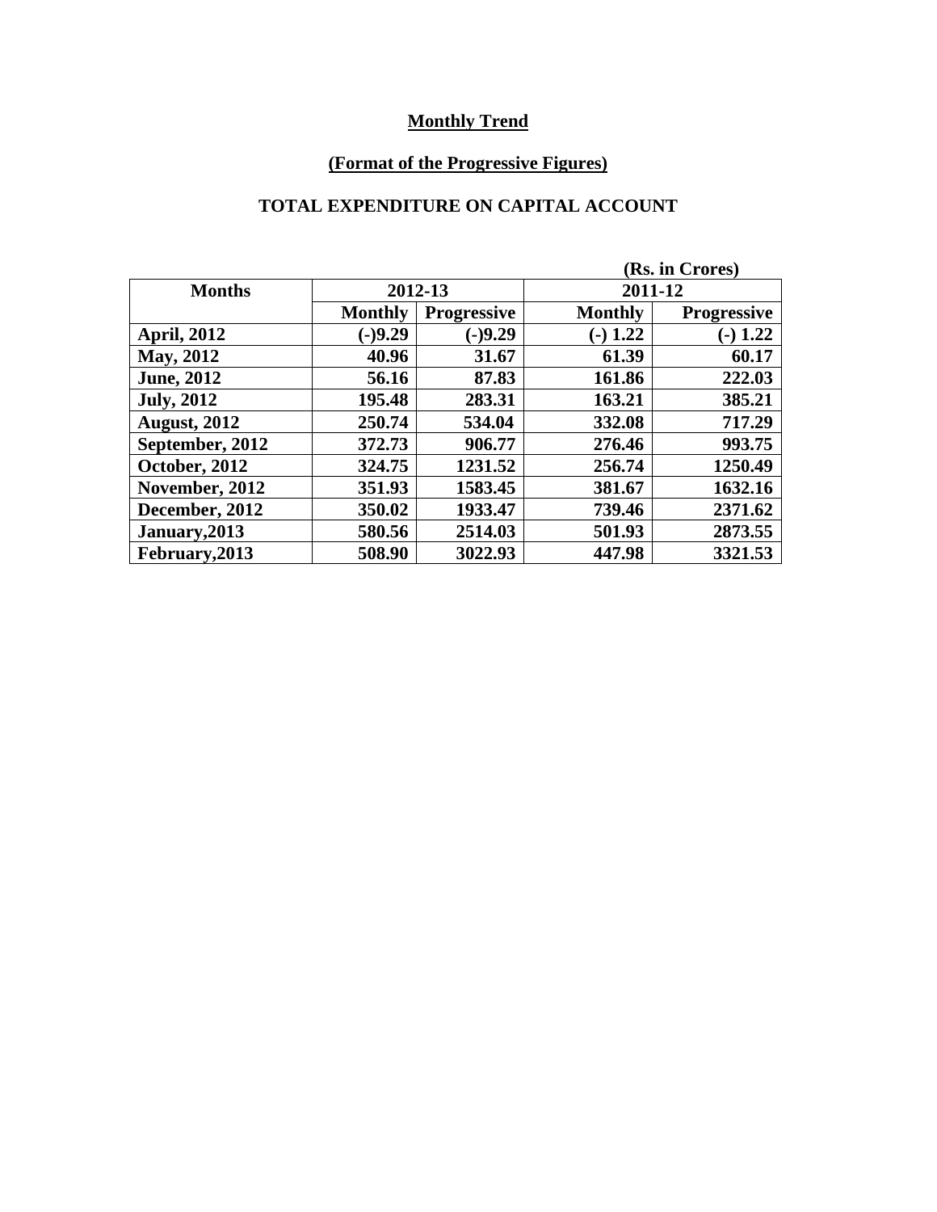## Monthly Trend

### (Format of the Progressive Figures)

### TOTAL EXPENDITURE ON CAPITAL ACCOUNT

(Rs. in Crores)

| Months | 2012-13 | | 2011-12 | |
|---|---|---|---|---|
| | Monthly | Progressive | Monthly | Progressive |
| April, 2012 | (-)9.29 | (-)9.29 | (-) 1.22 | (-) 1.22 |
| May, 2012 | 40.96 | 31.67 | 61.39 | 60.17 |
| June, 2012 | 56.16 | 87.83 | 161.86 | 222.03 |
| July, 2012 | 195.48 | 283.31 | 163.21 | 385.21 |
| August, 2012 | 250.74 | 534.04 | 332.08 | 717.29 |
| September, 2012 | 372.73 | 906.77 | 276.46 | 993.75 |
| October, 2012 | 324.75 | 1231.52 | 256.74 | 1250.49 |
| November, 2012 | 351.93 | 1583.45 | 381.67 | 1632.16 |
| December, 2012 | 350.02 | 1933.47 | 739.46 | 2371.62 |
| January,2013 | 580.56 | 2514.03 | 501.93 | 2873.55 |
| February,2013 | 508.90 | 3022.93 | 447.98 | 3321.53 |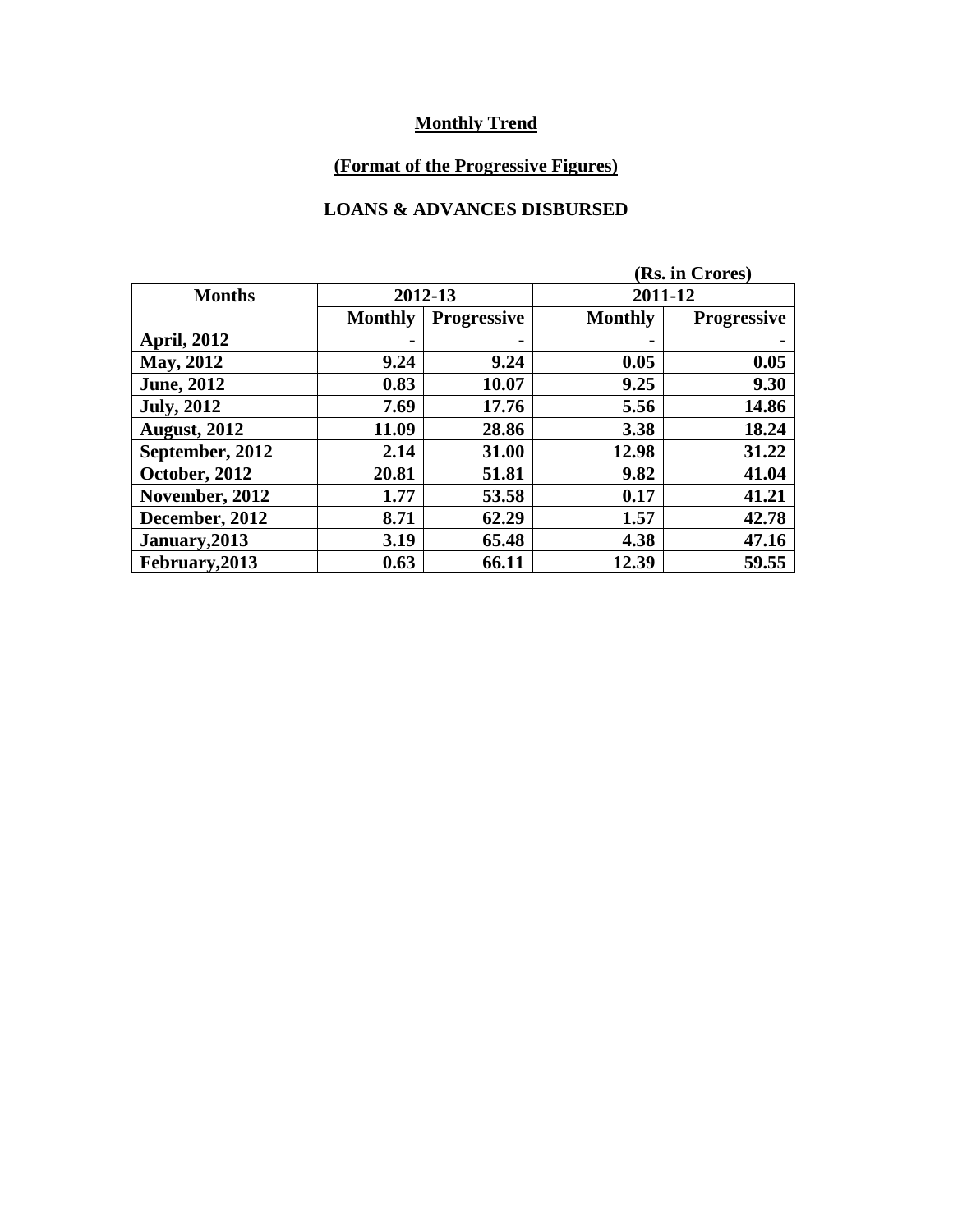## Monthly Trend

## (Format of the Progressive Figures)

### LOANS & ADVANCES DISBURSED

(Rs. in Crores)

| Months | 2012-13 | | 2011-12 | |
|---|---|---|---|---|
| | Monthly | Progressive | Monthly | Progressive |
| April, 2012 | - | - | - | - |
| May, 2012 | 9.24 | 9.24 | 0.05 | 0.05 |
| June, 2012 | 0.83 | 10.07 | 9.25 | 9.30 |
| July, 2012 | 7.69 | 17.76 | 5.56 | 14.86 |
| August, 2012 | 11.09 | 28.86 | 3.38 | 18.24 |
| September, 2012 | 2.14 | 31.00 | 12.98 | 31.22 |
| October, 2012 | 20.81 | 51.81 | 9.82 | 41.04 |
| November, 2012 | 1.77 | 53.58 | 0.17 | 41.21 |
| December, 2012 | 8.71 | 62.29 | 1.57 | 42.78 |
| January,2013 | 3.19 | 65.48 | 4.38 | 47.16 |
| February,2013 | 0.63 | 66.11 | 12.39 | 59.55 |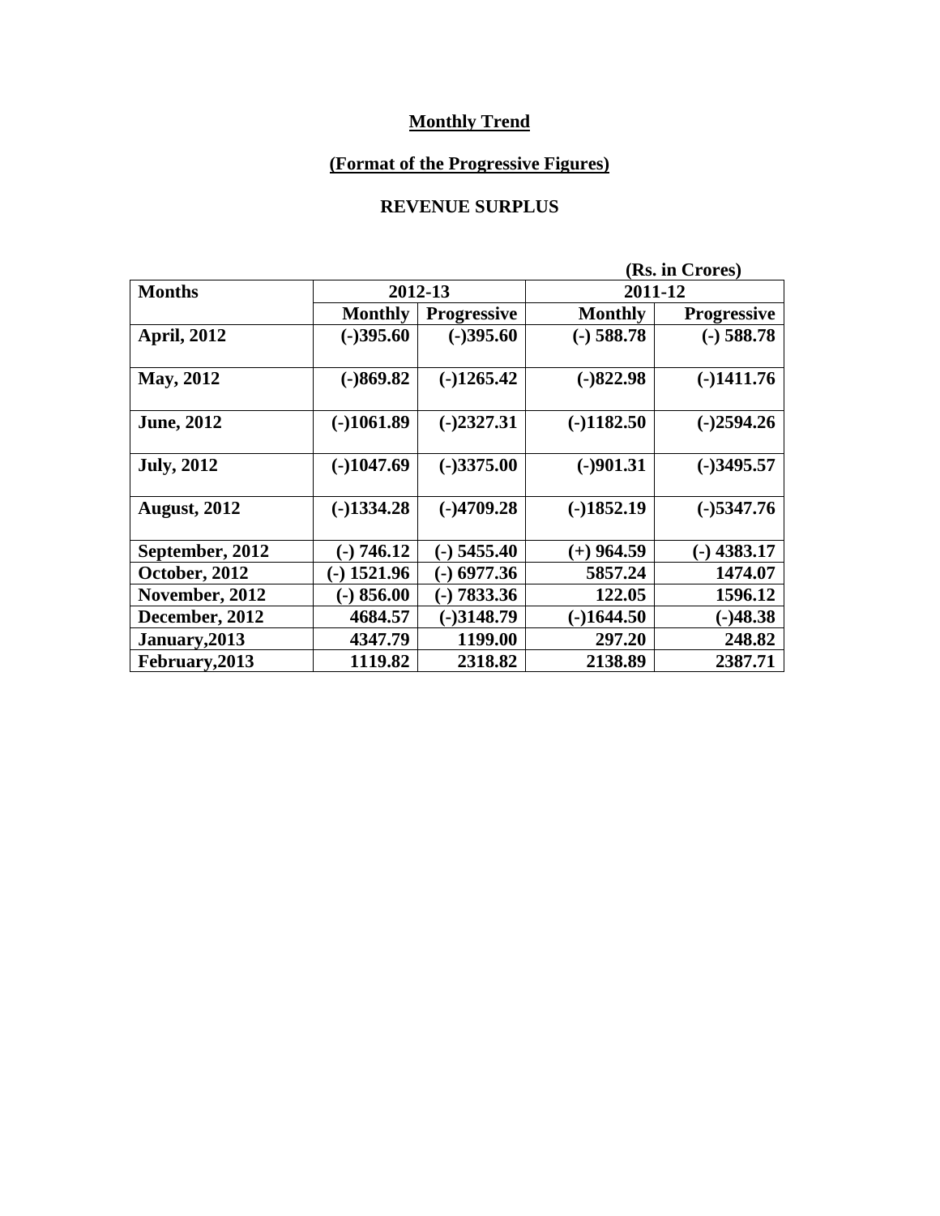**Monthly Trend**

**(Format of the Progressive Figures)**

**REVENUE SURPLUS**

(Rs. in Crores)

| Months | 2012-13 | | 2011-12 | |
|---|---|---|---|---|
| | Monthly | Progressive | Monthly | Progressive |
| April, 2012 | (-)395.60 | (-)395.60 | (-) 588.78 | (-) 588.78 |
| May, 2012 | (-)869.82 | (-)1265.42 | (-)822.98 | (-)1411.76 |
| June, 2012 | (-)1061.89 | (-)2327.31 | (-)1182.50 | (-)2594.26 |
| July, 2012 | (-)1047.69 | (-)3375.00 | (-)901.31 | (-)3495.57 |
| August, 2012 | (-)1334.28 | (-)4709.28 | (-)1852.19 | (-)5347.76 |
| September, 2012 | (-) 746.12 | (-) 5455.40 | (+) 964.59 | (-) 4383.17 |
| October, 2012 | (-) 1521.96 | (-) 6977.36 | 5857.24 | 1474.07 |
| November, 2012 | (-) 856.00 | (-) 7833.36 | 122.05 | 1596.12 |
| December, 2012 | 4684.57 | (-)3148.79 | (-)1644.50 | (-)48.38 |
| January,2013 | 4347.79 | 1199.00 | 297.20 | 248.82 |
| February,2013 | 1119.82 | 2318.82 | 2138.89 | 2387.71 |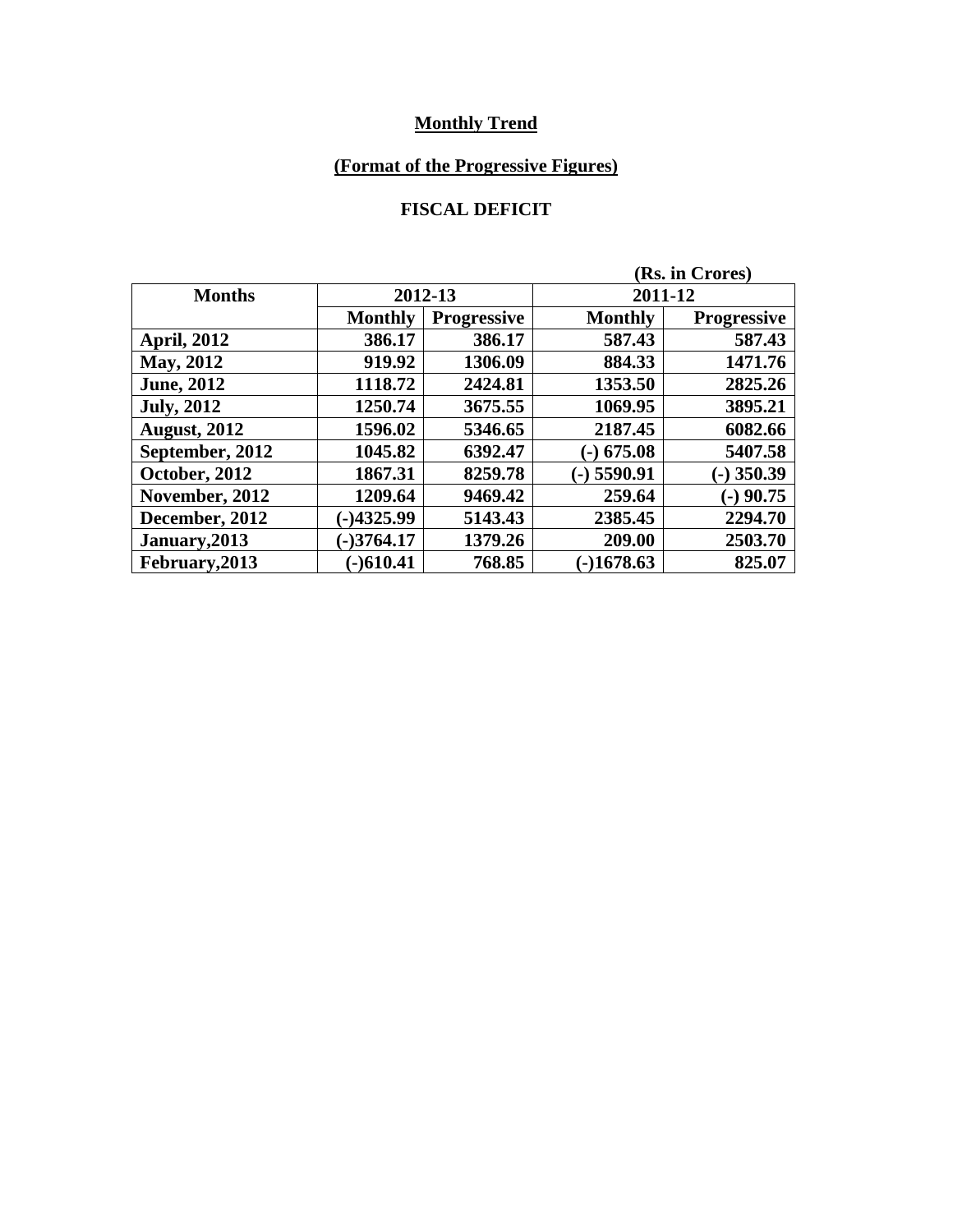## Monthly Trend

## (Format of the Progressive Figures)

### FISCAL DEFICIT

(Rs. in Crores)

| Months | 2012-13 | | 2011-12 | |
|---|---|---|---|---|
| | Monthly | Progressive | Monthly | Progressive |
| April, 2012 | 386.17 | 386.17 | 587.43 | 587.43 |
| May, 2012 | 919.92 | 1306.09 | 884.33 | 1471.76 |
| June, 2012 | 1118.72 | 2424.81 | 1353.50 | 2825.26 |
| July, 2012 | 1250.74 | 3675.55 | 1069.95 | 3895.21 |
| August, 2012 | 1596.02 | 5346.65 | 2187.45 | 6082.66 |
| September, 2012 | 1045.82 | 6392.47 | (-) 675.08 | 5407.58 |
| October, 2012 | 1867.31 | 8259.78 | (-) 5590.91 | (-) 350.39 |
| November, 2012 | 1209.64 | 9469.42 | 259.64 | (-) 90.75 |
| December, 2012 | (-)4325.99 | 5143.43 | 2385.45 | 2294.70 |
| January,2013 | (-)3764.17 | 1379.26 | 209.00 | 2503.70 |
| February,2013 | (-)610.41 | 768.85 | (-)1678.63 | 825.07 |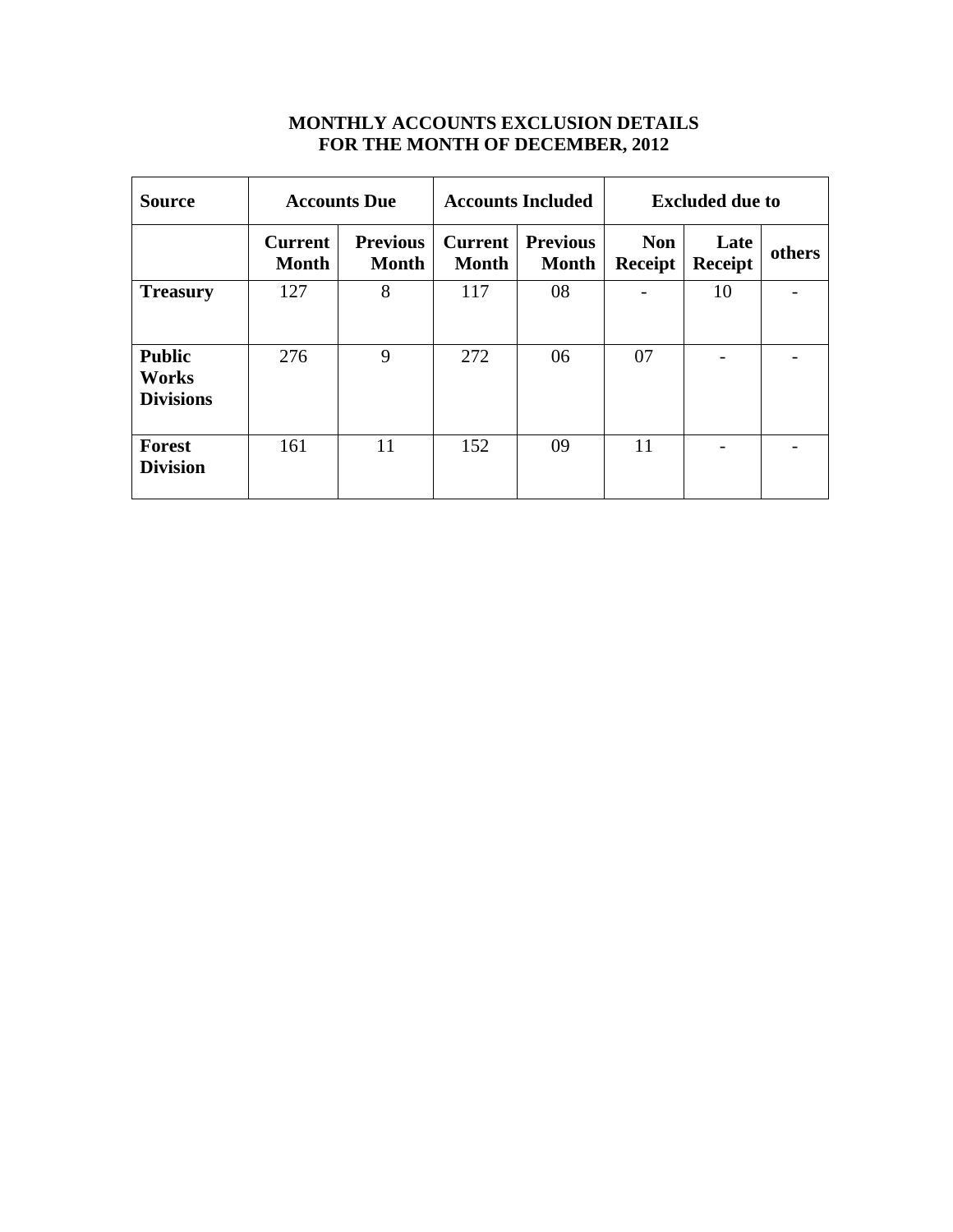**MONTHLY ACCOUNTS EXCLUSION DETAILS**
**FOR THE MONTH OF DECEMBER, 2012**

| Source | Accounts Due | | Accounts Included | | Excluded due to | | |
|---|---|---|---|---|---|---|---|
| | Current Month | Previous Month | Current Month | Previous Month | Non Receipt | Late Receipt | others |
| **Treasury** | 127 | 8 | 117 | 08 | - | 10 | - |
| **Public Works Divisions** | 276 | 9 | 272 | 06 | 07 | - | - |
| **Forest Division** | 161 | 11 | 152 | 09 | 11 | - | - |